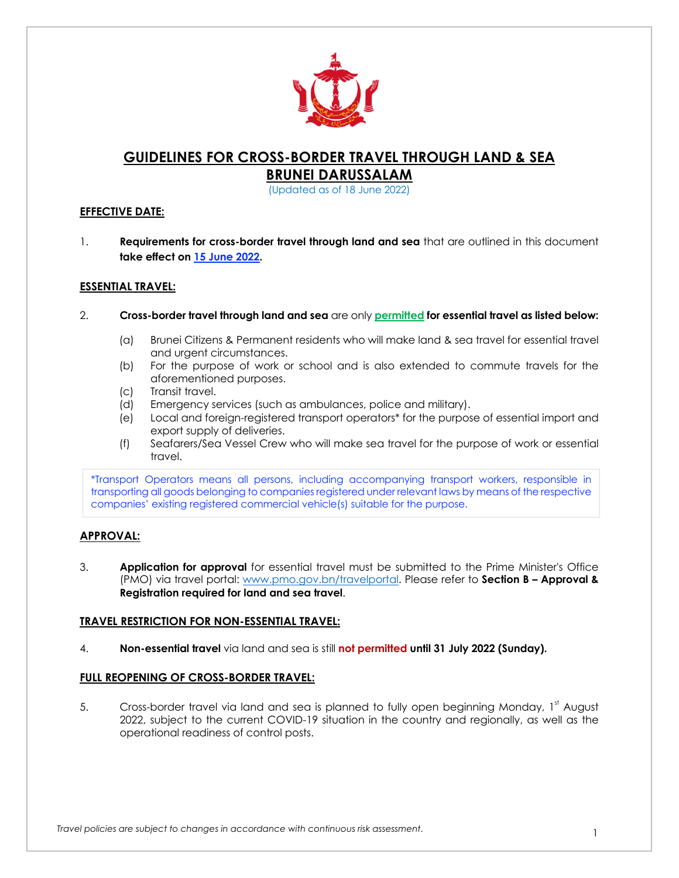# GUIDELINES FOR CROSS-BORDER TRAVEL THROUGH LAND & SEA BRUNEI DARUSSALAM

(Updated as of 18 June 2022)

## EFFECTIVE DATE:

1. **Requirements for cross-border travel through land and sea** that are outlined in this document **take effect on 15 June 2022.**

## ESSENTIAL TRAVEL:

2. **Cross-border travel through land and sea** are only **permitted for essential travel as listed below:**

   (a) Brunei Citizens & Permanent residents who will make land & sea travel for essential travel and urgent circumstances.
   (b) For the purpose of work or school and is also extended to commute travels for the aforementioned purposes.
   (c) Transit travel.
   (d) Emergency services (such as ambulances, police and military).
   (e) Local and foreign-registered transport operators* for the purpose of essential import and export supply of deliveries.
   (f) Seafarers/Sea Vessel Crew who will make sea travel for the purpose of work or essential travel.

*Transport Operators means all persons, including accompanying transport workers, responsible in transporting all goods belonging to companies registered under relevant laws by means of the respective companies' existing registered commercial vehicle(s) suitable for the purpose.

## APPROVAL:

3. **Application for approval** for essential travel must be submitted to the Prime Minister's Office (PMO) via travel portal: www.pmo.gov.bn/travelportal. Please refer to **Section B – Approval & Registration required for land and sea travel**.

## TRAVEL RESTRICTION FOR NON-ESSENTIAL TRAVEL:

4. **Non-essential travel** via land and sea is still **not permitted until 31 July 2022 (Sunday).**

## FULL REOPENING OF CROSS-BORDER TRAVEL:

5. Cross-border travel via land and sea is planned to fully open beginning Monday, 1st August 2022, subject to the current COVID-19 situation in the country and regionally, as well as the operational readiness of control posts.

*Travel policies are subject to changes in accordance with continuous risk assessment.*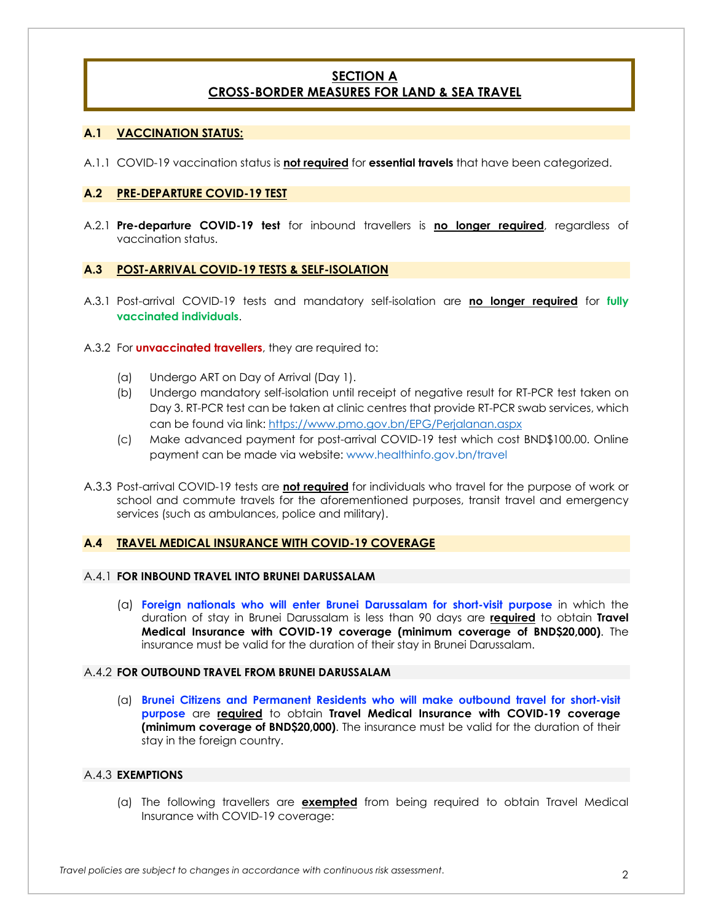# SECTION A
# CROSS-BORDER MEASURES FOR LAND & SEA TRAVEL

## A.1 VACCINATION STATUS:

A.1.1 COVID-19 vaccination status is **not required** for **essential travels** that have been categorized.

## A.2 PRE-DEPARTURE COVID-19 TEST

A.2.1 **Pre-departure COVID-19 test** for inbound travellers is **no longer required**, regardless of vaccination status.

## A.3 POST-ARRIVAL COVID-19 TESTS & SELF-ISOLATION

A.3.1 Post-arrival COVID-19 tests and mandatory self-isolation are **no longer required** for **fully vaccinated individuals**.

A.3.2 For **unvaccinated travellers**, they are required to:

- (a) Undergo ART on Day of Arrival (Day 1).
- (b) Undergo mandatory self-isolation until receipt of negative result for RT-PCR test taken on Day 3. RT-PCR test can be taken at clinic centres that provide RT-PCR swab services, which can be found via link: https://www.pmo.gov.bn/EPG/Perjalanan.aspx
- (c) Make advanced payment for post-arrival COVID-19 test which cost BND$100.00. Online payment can be made via website: www.healthinfo.gov.bn/travel

A.3.3 Post-arrival COVID-19 tests are **not required** for individuals who travel for the purpose of work or school and commute travels for the aforementioned purposes, transit travel and emergency services (such as ambulances, police and military).

## A.4 TRAVEL MEDICAL INSURANCE WITH COVID-19 COVERAGE

### A.4.1 FOR INBOUND TRAVEL INTO BRUNEI DARUSSALAM

(a) **Foreign nationals who will enter Brunei Darussalam for short-visit purpose** in which the duration of stay in Brunei Darussalam is less than 90 days are **required** to obtain **Travel Medical Insurance with COVID-19 coverage (minimum coverage of BND$20,000)**. The insurance must be valid for the duration of their stay in Brunei Darussalam.

### A.4.2 FOR OUTBOUND TRAVEL FROM BRUNEI DARUSSALAM

(a) **Brunei Citizens and Permanent Residents who will make outbound travel for short-visit purpose** are **required** to obtain **Travel Medical Insurance with COVID-19 coverage (minimum coverage of BND$20,000)**. The insurance must be valid for the duration of their stay in the foreign country.

### A.4.3 EXEMPTIONS

(a) The following travellers are **exempted** from being required to obtain Travel Medical Insurance with COVID-19 coverage:

*Travel policies are subject to changes in accordance with continuous risk assessment.*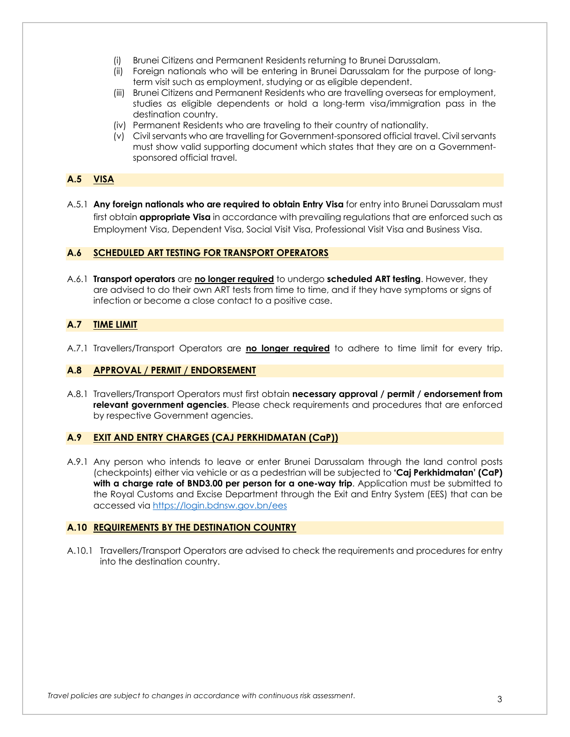(i) Brunei Citizens and Permanent Residents returning to Brunei Darussalam.
(ii) Foreign nationals who will be entering in Brunei Darussalam for the purpose of long-term visit such as employment, studying or as eligible dependent.
(iii) Brunei Citizens and Permanent Residents who are travelling overseas for employment, studies as eligible dependents or hold a long-term visa/immigration pass in the destination country.
(iv) Permanent Residents who are traveling to their country of nationality.
(v) Civil servants who are travelling for Government-sponsored official travel. Civil servants must show valid supporting document which states that they are on a Government-sponsored official travel.

## A.5 VISA

A.5.1 **Any foreign nationals who are required to obtain Entry Visa** for entry into Brunei Darussalam must first obtain **appropriate Visa** in accordance with prevailing regulations that are enforced such as Employment Visa, Dependent Visa, Social Visit Visa, Professional Visit Visa and Business Visa.

## A.6 SCHEDULED ART TESTING FOR TRANSPORT OPERATORS

A.6.1 **Transport operators** are **no longer required** to undergo **scheduled ART testing**. However, they are advised to do their own ART tests from time to time, and if they have symptoms or signs of infection or become a close contact to a positive case.

## A.7 TIME LIMIT

A.7.1 Travellers/Transport Operators are **no longer required** to adhere to time limit for every trip.

## A.8 APPROVAL / PERMIT / ENDORSEMENT

A.8.1 Travellers/Transport Operators must first obtain **necessary approval / permit / endorsement from relevant government agencies**. Please check requirements and procedures that are enforced by respective Government agencies.

## A.9 EXIT AND ENTRY CHARGES (CAJ PERKHIDMATAN (CaP))

A.9.1 Any person who intends to leave or enter Brunei Darussalam through the land control posts (checkpoints) either via vehicle or as a pedestrian will be subjected to **'Caj Perkhidmatan' (CaP) with a charge rate of BND3.00 per person for a one-way trip**. Application must be submitted to the Royal Customs and Excise Department through the Exit and Entry System (EES) that can be accessed via https://login.bdnsw.gov.bn/ees

## A.10 REQUIREMENTS BY THE DESTINATION COUNTRY

A.10.1 Travellers/Transport Operators are advised to check the requirements and procedures for entry into the destination country.

*Travel policies are subject to changes in accordance with continuous risk assessment.*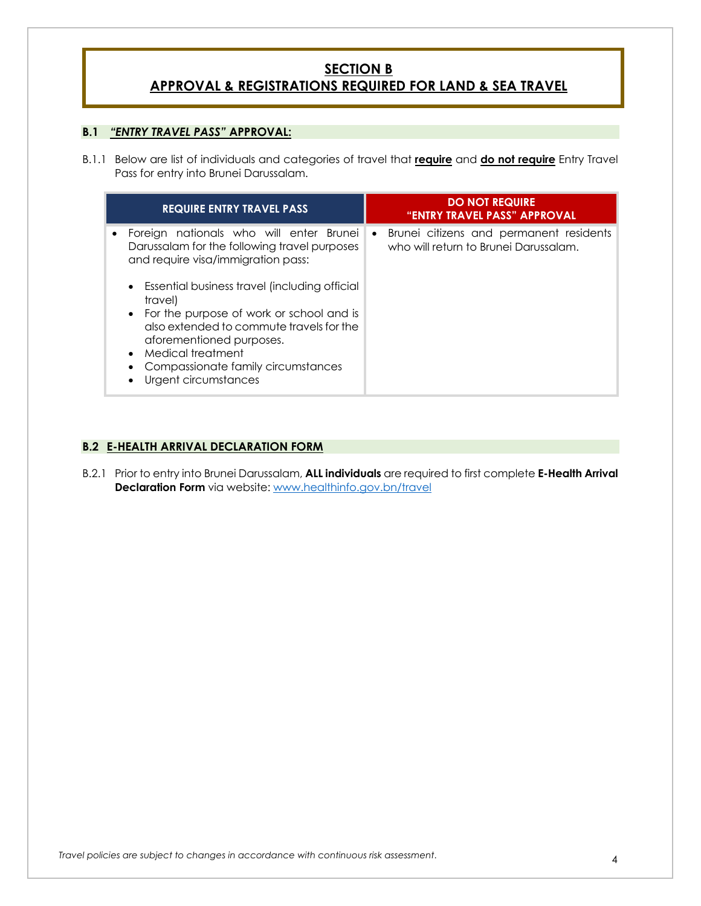## SECTION B
## APPROVAL & REGISTRATIONS REQUIRED FOR LAND & SEA TRAVEL

### B.1 *"ENTRY TRAVEL PASS"* APPROVAL:

B.1.1 Below are list of individuals and categories of travel that **require** and **do not require** Entry Travel Pass for entry into Brunei Darussalam.

| REQUIRE ENTRY TRAVEL PASS | DO NOT REQUIRE "ENTRY TRAVEL PASS" APPROVAL |
|---|---|
| • Foreign nationals who will enter Brunei Darussalam for the following travel purposes and require visa/immigration pass:<br>◦ Essential business travel (including official travel)<br>◦ For the purpose of work or school and is also extended to commute travels for the aforementioned purposes.<br>◦ Medical treatment<br>◦ Compassionate family circumstances<br>◦ Urgent circumstances | • Brunei citizens and permanent residents who will return to Brunei Darussalam. |

### B.2 E-HEALTH ARRIVAL DECLARATION FORM

B.2.1 Prior to entry into Brunei Darussalam, **ALL individuals** are required to first complete **E-Health Arrival Declaration Form** via website: www.healthinfo.gov.bn/travel

*Travel policies are subject to changes in accordance with continuous risk assessment.*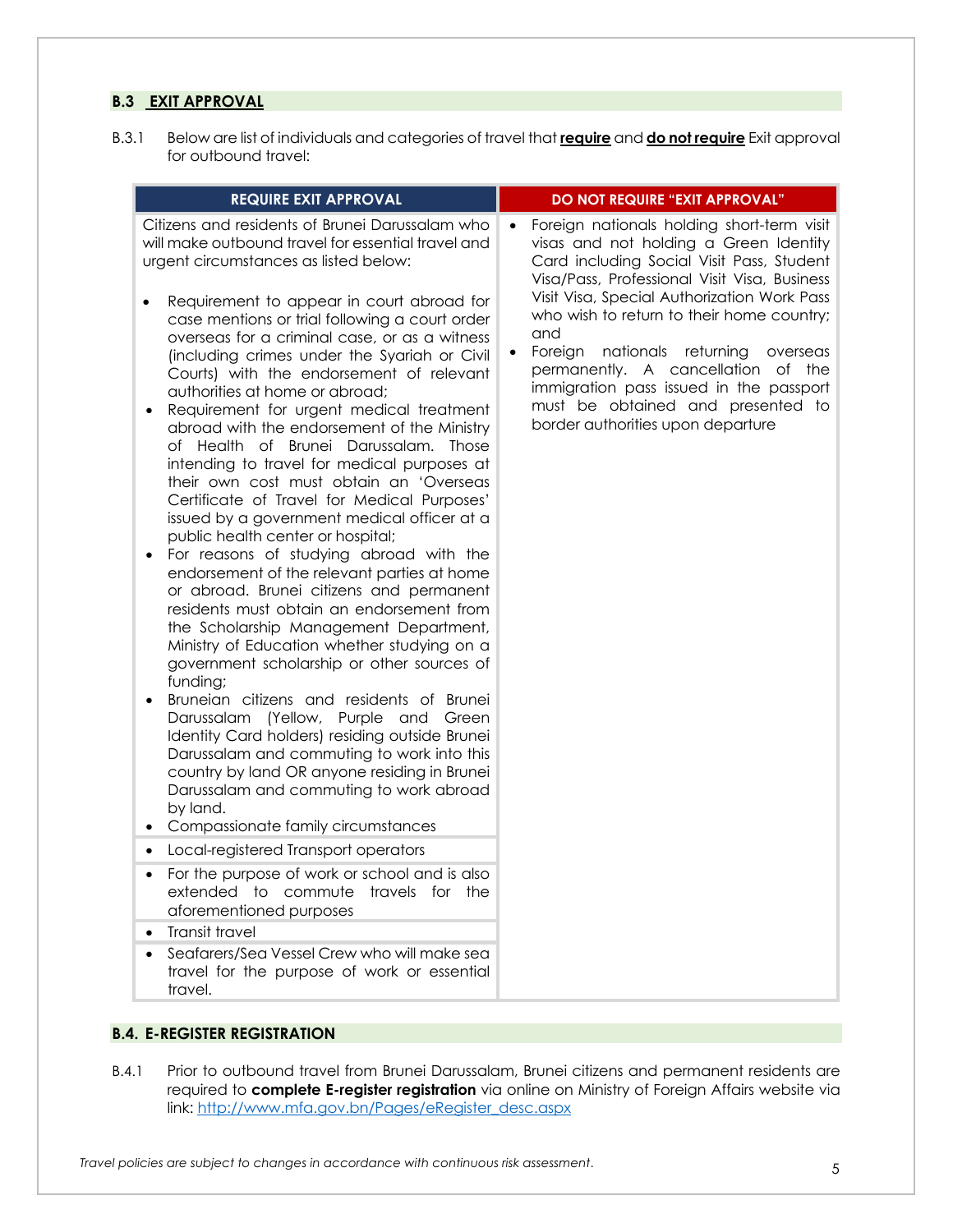## B.3 EXIT APPROVAL

B.3.1 Below are list of individuals and categories of travel that **require** and **do not require** Exit approval for outbound travel:

| REQUIRE EXIT APPROVAL | DO NOT REQUIRE "EXIT APPROVAL" |
|---|---|
| Citizens and residents of Brunei Darussalam who will make outbound travel for essential travel and urgent circumstances as listed below:<br><br>• Requirement to appear in court abroad for case mentions or trial following a court order overseas for a criminal case, or as a witness (including crimes under the Syariah or Civil Courts) with the endorsement of relevant authorities at home or abroad;<br>• Requirement for urgent medical treatment abroad with the endorsement of the Ministry of Health of Brunei Darussalam. Those intending to travel for medical purposes at their own cost must obtain an 'Overseas Certificate of Travel for Medical Purposes' issued by a government medical officer at a public health center or hospital;<br>• For reasons of studying abroad with the endorsement of the relevant parties at home or abroad. Brunei citizens and permanent residents must obtain an endorsement from the Scholarship Management Department, Ministry of Education whether studying on a government scholarship or other sources of funding;<br>• Bruneian citizens and residents of Brunei Darussalam (Yellow, Purple and Green Identity Card holders) residing outside Brunei Darussalam and commuting to work into this country by land OR anyone residing in Brunei Darussalam and commuting to work abroad by land.<br>• Compassionate family circumstances | • Foreign nationals holding short-term visit visas and not holding a Green Identity Card including Social Visit Pass, Student Visa/Pass, Professional Visit Visa, Business Visit Visa, Special Authorization Work Pass who wish to return to their home country; and<br>• Foreign nationals returning overseas permanently. A cancellation of the immigration pass issued in the passport must be obtained and presented to border authorities upon departure |
| • Local-registered Transport operators | |
| • For the purpose of work or school and is also extended to commute travels for the aforementioned purposes | |
| • Transit travel | |
| • Seafarers/Sea Vessel Crew who will make sea travel for the purpose of work or essential travel. | |

## B.4. E-REGISTER REGISTRATION

B.4.1 Prior to outbound travel from Brunei Darussalam, Brunei citizens and permanent residents are required to **complete E-register registration** via online on Ministry of Foreign Affairs website via link: [http://www.mfa.gov.bn/Pages/eRegister_desc.aspx](http://www.mfa.gov.bn/Pages/eRegister_desc.aspx)

*Travel policies are subject to changes in accordance with continuous risk assessment.*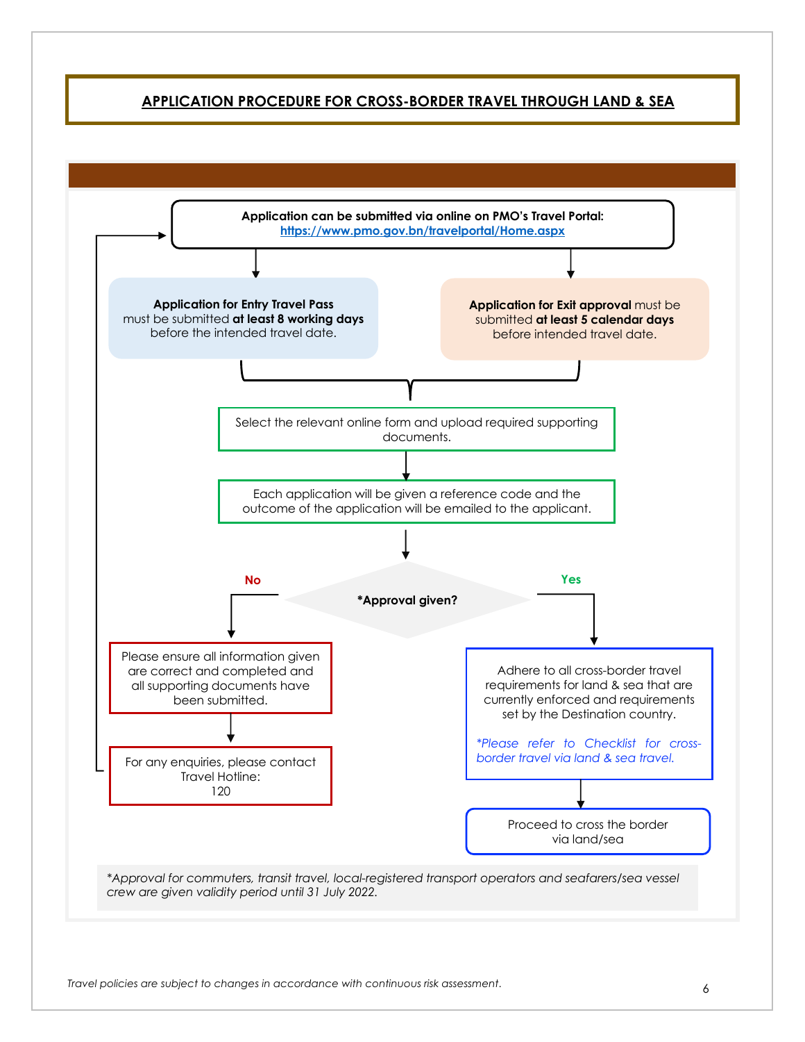## APPLICATION PROCEDURE FOR CROSS-BORDER TRAVEL THROUGH LAND & SEA

**Application can be submitted via online on PMO's Travel Portal:** https://www.pmo.gov.bn/travelportal/Home.aspx

**Application for Entry Travel Pass** must be submitted **at least 8 working days** before the intended travel date.

**Application for Exit approval** must be submitted **at least 5 calendar days** before intended travel date.

Select the relevant online form and upload required supporting documents.

Each application will be given a reference code and the outcome of the application will be emailed to the applicant.

**\*Approval given?**

**No**

Please ensure all information given are correct and completed and all supporting documents have been submitted.

For any enquiries, please contact Travel Hotline: 120

**Yes**

Adhere to all cross-border travel requirements for land & sea that are currently enforced and requirements set by the Destination country.

*\*Please refer to Checklist for cross-border travel via land & sea travel.*

Proceed to cross the border via land/sea

*\*Approval for commuters, transit travel, local-registered transport operators and seafarers/sea vessel crew are given validity period until 31 July 2022.*

*Travel policies are subject to changes in accordance with continuous risk assessment.*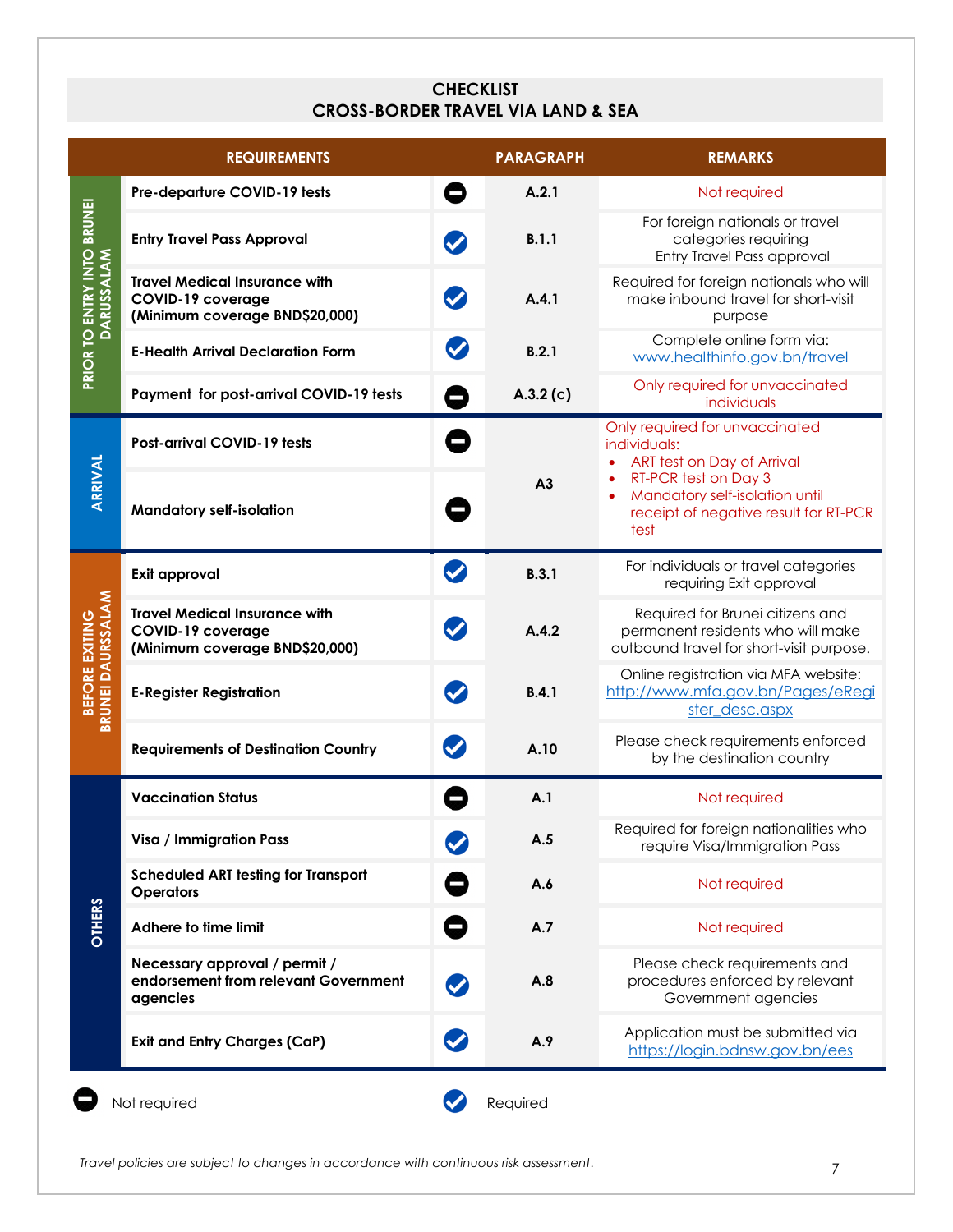## CHECKLIST
## CROSS-BORDER TRAVEL VIA LAND & SEA

| | REQUIREMENTS | | PARAGRAPH | REMARKS |
|---|---|---|---|---|
| PRIOR TO ENTRY INTO BRUNEI DARUSSALAM | **Pre-departure COVID-19 tests** | Not required | A.2.1 | Not required |
| | **Entry Travel Pass Approval** | Required | B.1.1 | For foreign nationals or travel categories requiring Entry Travel Pass approval |
| | **Travel Medical Insurance with COVID-19 coverage (Minimum coverage BND$20,000)** | Required | A.4.1 | Required for foreign nationals who will make inbound travel for short-visit purpose |
| | **E-Health Arrival Declaration Form** | Required | B.2.1 | Complete online form via: www.healthinfo.gov.bn/travel |
| | **Payment for post-arrival COVID-19 tests** | Not required | A.3.2 (c) | Only required for unvaccinated individuals |
| ARRIVAL | **Post-arrival COVID-19 tests** | Not required | A3 | Only required for unvaccinated individuals:<br>• ART test on Day of Arrival<br>• RT-PCR test on Day 3<br>• Mandatory self-isolation until receipt of negative result for RT-PCR test |
| | **Mandatory self-isolation** | Not required | | |
| BEFORE EXITING BRUNEI DAURSSALAM | **Exit approval** | Required | B.3.1 | For individuals or travel categories requiring Exit approval |
| | **Travel Medical Insurance with COVID-19 coverage (Minimum coverage BND$20,000)** | Required | A.4.2 | Required for Brunei citizens and permanent residents who will make outbound travel for short-visit purpose. |
| | **E-Register Registration** | Required | B.4.1 | Online registration via MFA website: http://www.mfa.gov.bn/Pages/eRegister_desc.aspx |
| | **Requirements of Destination Country** | Required | A.10 | Please check requirements enforced by the destination country |
| OTHERS | **Vaccination Status** | Not required | A.1 | Not required |
| | **Visa / Immigration Pass** | Required | A.5 | Required for foreign nationalities who require Visa/Immigration Pass |
| | **Scheduled ART testing for Transport Operators** | Not required | A.6 | Not required |
| | **Adhere to time limit** | Not required | A.7 | Not required |
| | **Necessary approval / permit / endorsement from relevant Government agencies** | Required | A.8 | Please check requirements and procedures enforced by relevant Government agencies |
| | **Exit and Entry Charges (CaP)** | Required | A.9 | Application must be submitted via https://login.bdnsw.gov.bn/ees |

⊖ Not required ✓ Required

*Travel policies are subject to changes in accordance with continuous risk assessment.*